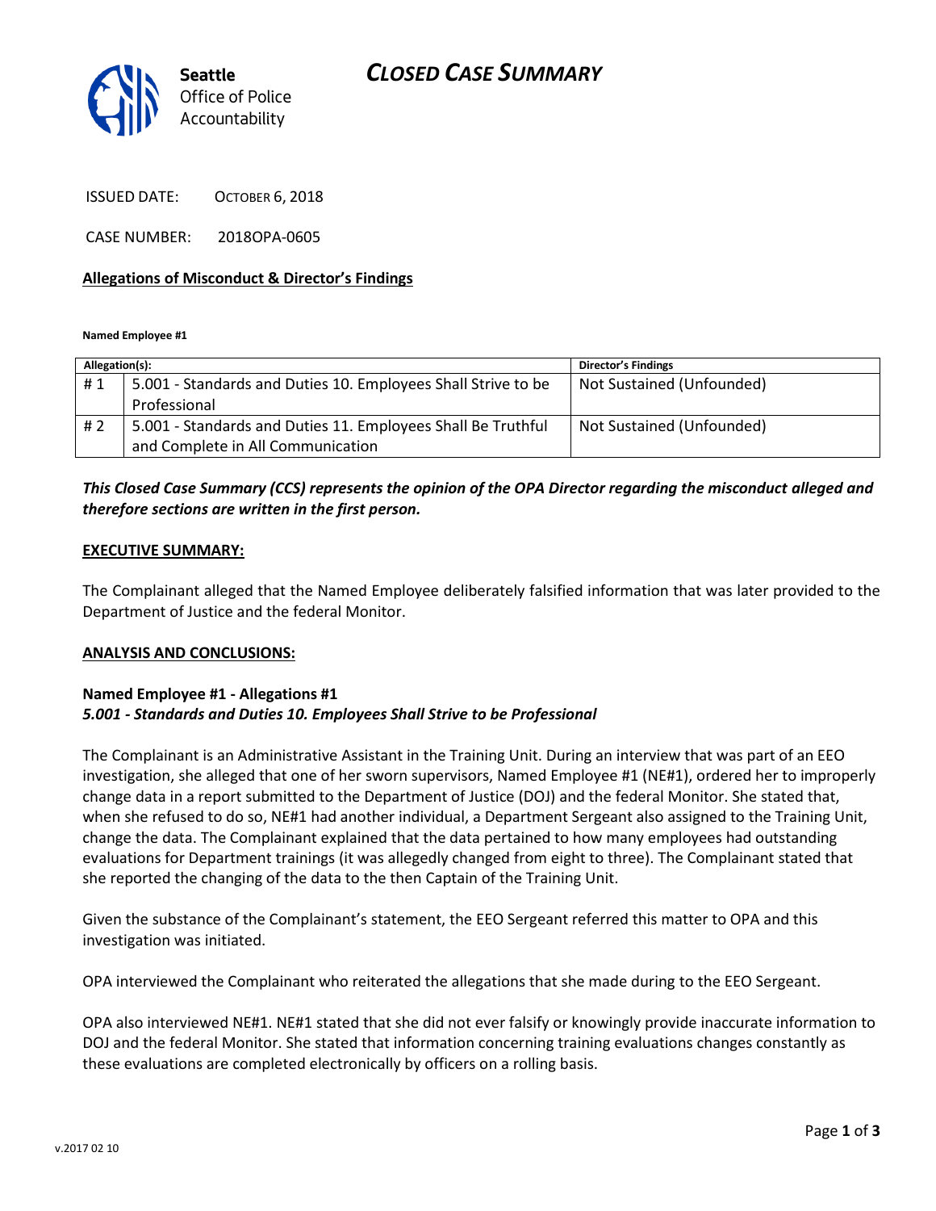Seattle Office of Police Accountability

# CLOSED CASE SUMMARY

ISSUED DATE: OCTOBER 6, 2018

CASE NUMBER: 2018OPA-0605

**Allegations of Misconduct & Director's Findings**

**Named Employee #1**

| Allegation(s): | | Director's Findings |
|---|---|---|
| # 1 | 5.001 - Standards and Duties 10. Employees Shall Strive to be Professional | Not Sustained (Unfounded) |
| # 2 | 5.001 - Standards and Duties 11. Employees Shall Be Truthful and Complete in All Communication | Not Sustained (Unfounded) |

***This Closed Case Summary (CCS) represents the opinion of the OPA Director regarding the misconduct alleged and therefore sections are written in the first person.***

**EXECUTIVE SUMMARY:**

The Complainant alleged that the Named Employee deliberately falsified information that was later provided to the Department of Justice and the federal Monitor.

**ANALYSIS AND CONCLUSIONS:**

**Named Employee #1 - Allegations #1**
***5.001 - Standards and Duties 10. Employees Shall Strive to be Professional***

The Complainant is an Administrative Assistant in the Training Unit. During an interview that was part of an EEO investigation, she alleged that one of her sworn supervisors, Named Employee #1 (NE#1), ordered her to improperly change data in a report submitted to the Department of Justice (DOJ) and the federal Monitor. She stated that, when she refused to do so, NE#1 had another individual, a Department Sergeant also assigned to the Training Unit, change the data. The Complainant explained that the data pertained to how many employees had outstanding evaluations for Department trainings (it was allegedly changed from eight to three). The Complainant stated that she reported the changing of the data to the then Captain of the Training Unit.

Given the substance of the Complainant's statement, the EEO Sergeant referred this matter to OPA and this investigation was initiated.

OPA interviewed the Complainant who reiterated the allegations that she made during to the EEO Sergeant.

OPA also interviewed NE#1. NE#1 stated that she did not ever falsify or knowingly provide inaccurate information to DOJ and the federal Monitor. She stated that information concerning training evaluations changes constantly as these evaluations are completed electronically by officers on a rolling basis.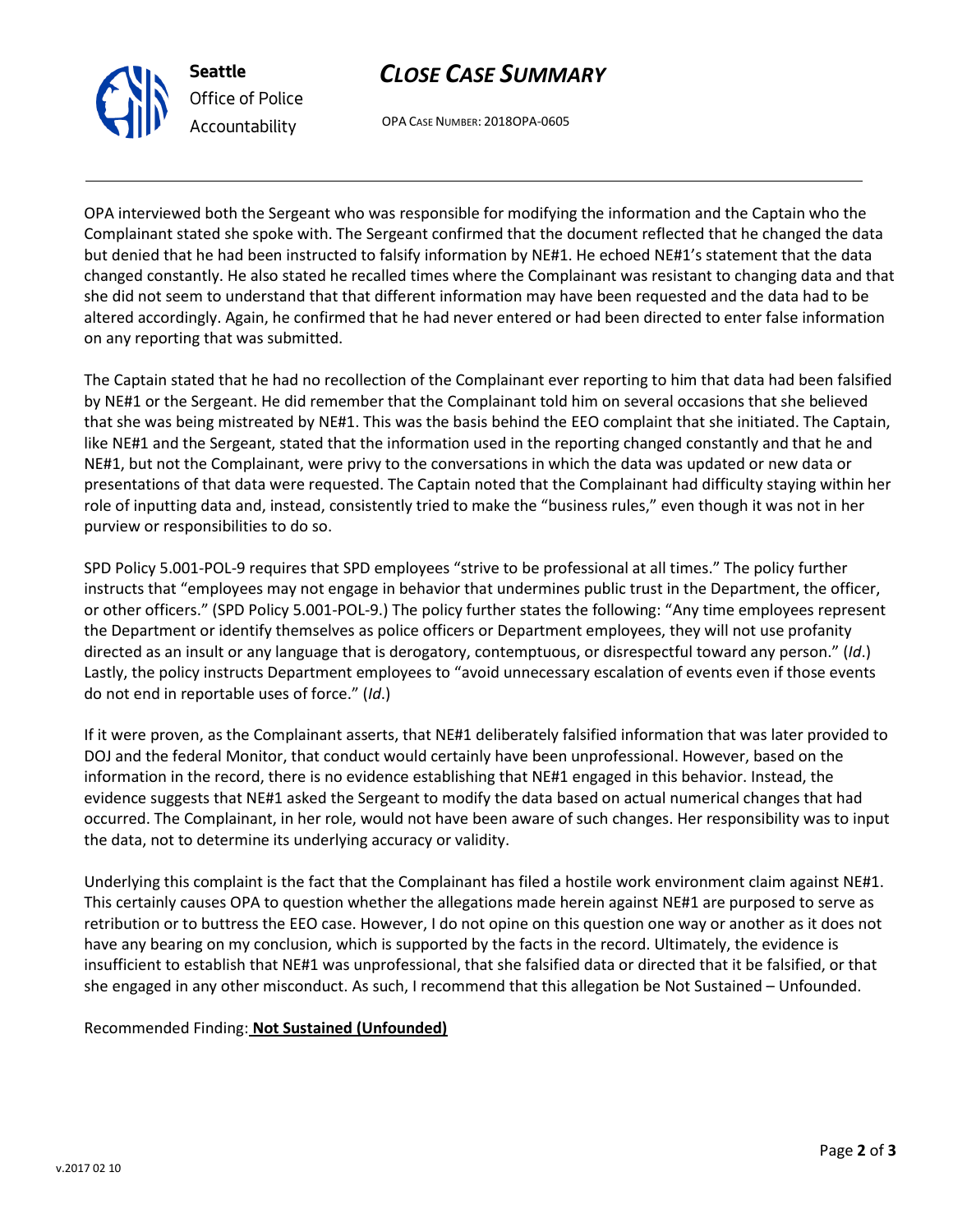OPA interviewed both the Sergeant who was responsible for modifying the information and the Captain who the Complainant stated she spoke with. The Sergeant confirmed that the document reflected that he changed the data but denied that he had been instructed to falsify information by NE#1. He echoed NE#1's statement that the data changed constantly. He also stated he recalled times where the Complainant was resistant to changing data and that she did not seem to understand that that different information may have been requested and the data had to be altered accordingly. Again, he confirmed that he had never entered or had been directed to enter false information on any reporting that was submitted.

The Captain stated that he had no recollection of the Complainant ever reporting to him that data had been falsified by NE#1 or the Sergeant. He did remember that the Complainant told him on several occasions that she believed that she was being mistreated by NE#1. This was the basis behind the EEO complaint that she initiated. The Captain, like NE#1 and the Sergeant, stated that the information used in the reporting changed constantly and that he and NE#1, but not the Complainant, were privy to the conversations in which the data was updated or new data or presentations of that data were requested. The Captain noted that the Complainant had difficulty staying within her role of inputting data and, instead, consistently tried to make the "business rules," even though it was not in her purview or responsibilities to do so.

SPD Policy 5.001-POL-9 requires that SPD employees "strive to be professional at all times." The policy further instructs that "employees may not engage in behavior that undermines public trust in the Department, the officer, or other officers." (SPD Policy 5.001-POL-9.) The policy further states the following: "Any time employees represent the Department or identify themselves as police officers or Department employees, they will not use profanity directed as an insult or any language that is derogatory, contemptuous, or disrespectful toward any person." (*Id*.) Lastly, the policy instructs Department employees to "avoid unnecessary escalation of events even if those events do not end in reportable uses of force." (*Id*.)

If it were proven, as the Complainant asserts, that NE#1 deliberately falsified information that was later provided to DOJ and the federal Monitor, that conduct would certainly have been unprofessional. However, based on the information in the record, there is no evidence establishing that NE#1 engaged in this behavior. Instead, the evidence suggests that NE#1 asked the Sergeant to modify the data based on actual numerical changes that had occurred. The Complainant, in her role, would not have been aware of such changes. Her responsibility was to input the data, not to determine its underlying accuracy or validity.

Underlying this complaint is the fact that the Complainant has filed a hostile work environment claim against NE#1. This certainly causes OPA to question whether the allegations made herein against NE#1 are purposed to serve as retribution or to buttress the EEO case. However, I do not opine on this question one way or another as it does not have any bearing on my conclusion, which is supported by the facts in the record. Ultimately, the evidence is insufficient to establish that NE#1 was unprofessional, that she falsified data or directed that it be falsified, or that she engaged in any other misconduct. As such, I recommend that this allegation be Not Sustained – Unfounded.

Recommended Finding: **Not Sustained (Unfounded)**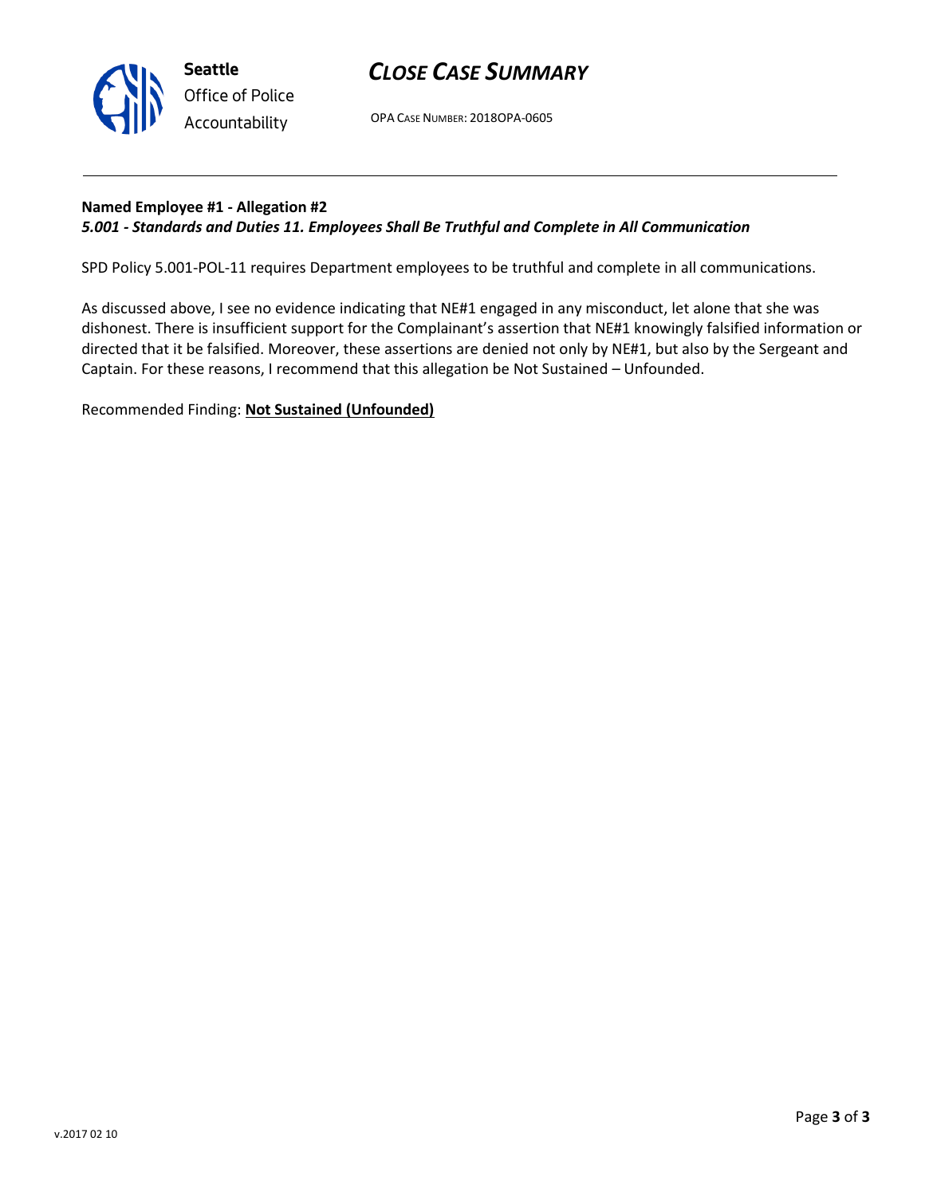**Named Employee #1 - Allegation #2**
***5.001 - Standards and Duties 11. Employees Shall Be Truthful and Complete in All Communication***

SPD Policy 5.001-POL-11 requires Department employees to be truthful and complete in all communications.

As discussed above, I see no evidence indicating that NE#1 engaged in any misconduct, let alone that she was dishonest. There is insufficient support for the Complainant's assertion that NE#1 knowingly falsified information or directed that it be falsified. Moreover, these assertions are denied not only by NE#1, but also by the Sergeant and Captain. For these reasons, I recommend that this allegation be Not Sustained – Unfounded.

Recommended Finding: **Not Sustained (Unfounded)**